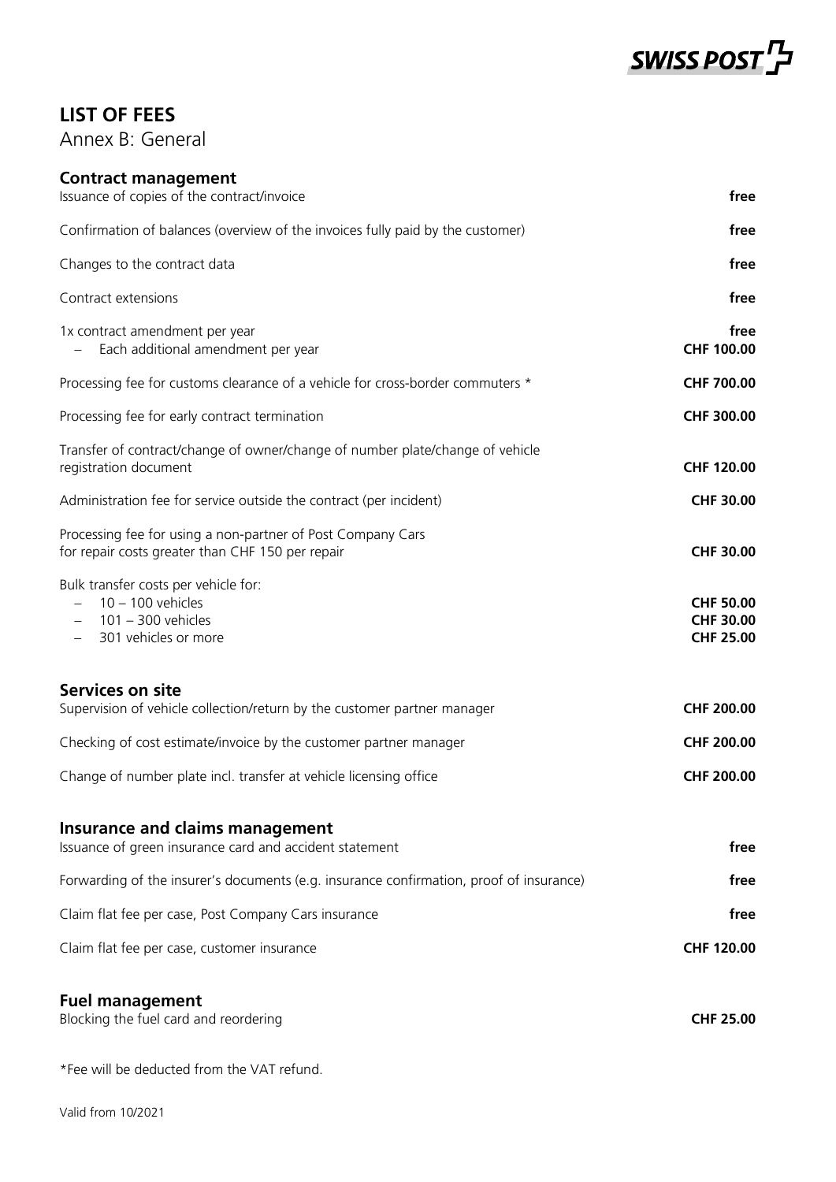# LIST OF FEES

Annex B: General

## Contract management

| | |
|---|---|
| Issuance of copies of the contract/invoice | **free** |
| Confirmation of balances (overview of the invoices fully paid by the customer) | **free** |
| Changes to the contract data | **free** |
| Contract extensions | **free** |
| 1x contract amendment per year | **free** |
| – Each additional amendment per year | **CHF 100.00** |
| Processing fee for customs clearance of a vehicle for cross-border commuters * | **CHF 700.00** |
| Processing fee for early contract termination | **CHF 300.00** |
| Transfer of contract/change of owner/change of number plate/change of vehicle registration document | **CHF 120.00** |
| Administration fee for service outside the contract (per incident) | **CHF 30.00** |
| Processing fee for using a non-partner of Post Company Cars for repair costs greater than CHF 150 per repair | **CHF 30.00** |
| Bulk transfer costs per vehicle for: | |
| – 10 – 100 vehicles | **CHF 50.00** |
| – 101 – 300 vehicles | **CHF 30.00** |
| – 301 vehicles or more | **CHF 25.00** |

## Services on site

| | |
|---|---|
| Supervision of vehicle collection/return by the customer partner manager | **CHF 200.00** |
| Checking of cost estimate/invoice by the customer partner manager | **CHF 200.00** |
| Change of number plate incl. transfer at vehicle licensing office | **CHF 200.00** |

## Insurance and claims management

| | |
|---|---|
| Issuance of green insurance card and accident statement | **free** |
| Forwarding of the insurer's documents (e.g. insurance confirmation, proof of insurance) | **free** |
| Claim flat fee per case, Post Company Cars insurance | **free** |
| Claim flat fee per case, customer insurance | **CHF 120.00** |

## Fuel management

| | |
|---|---|
| Blocking the fuel card and reordering | **CHF 25.00** |

*Fee will be deducted from the VAT refund.

Valid from 10/2021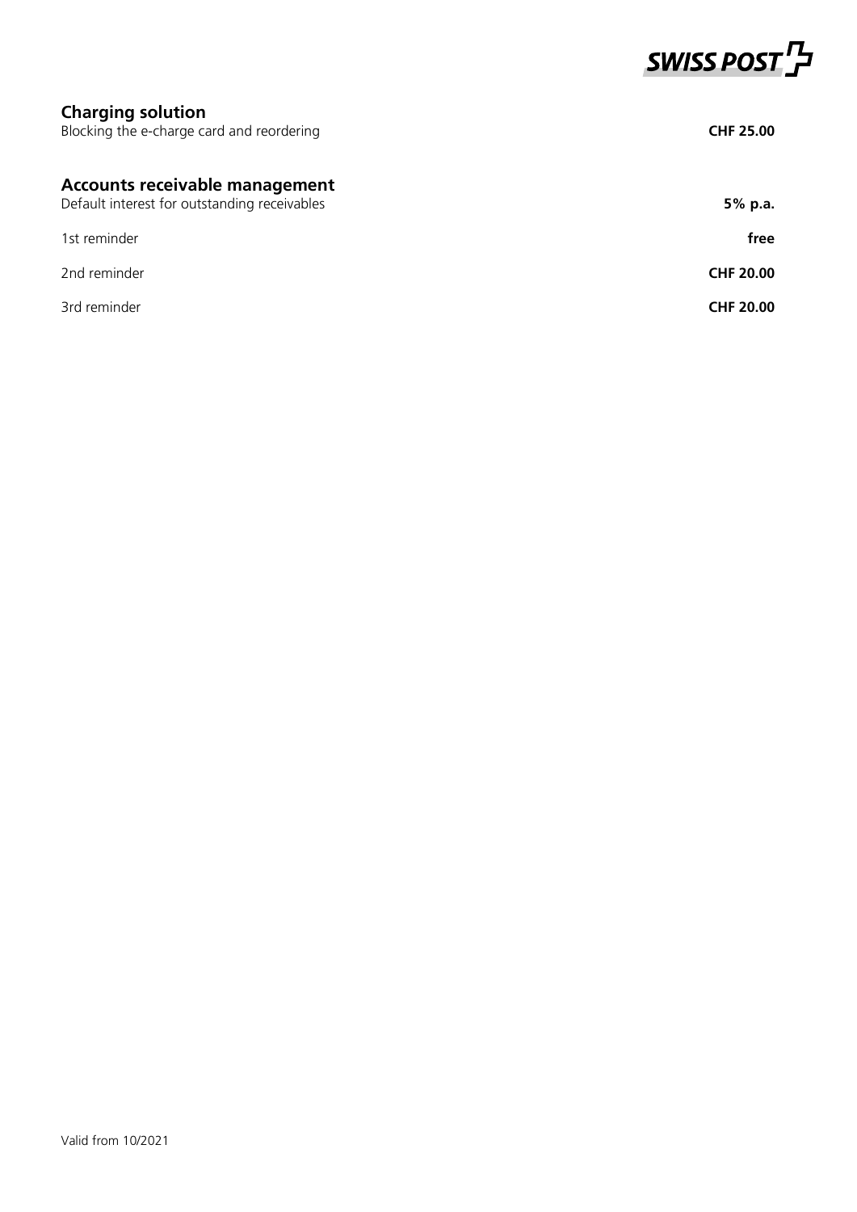## Charging solution

| | |
|---|---|
| Blocking the e-charge card and reordering | **CHF 25.00** |

## Accounts receivable management

| | |
|---|---|
| Default interest for outstanding receivables | **5% p.a.** |
| 1st reminder | **free** |
| 2nd reminder | **CHF 20.00** |
| 3rd reminder | **CHF 20.00** |

Valid from 10/2021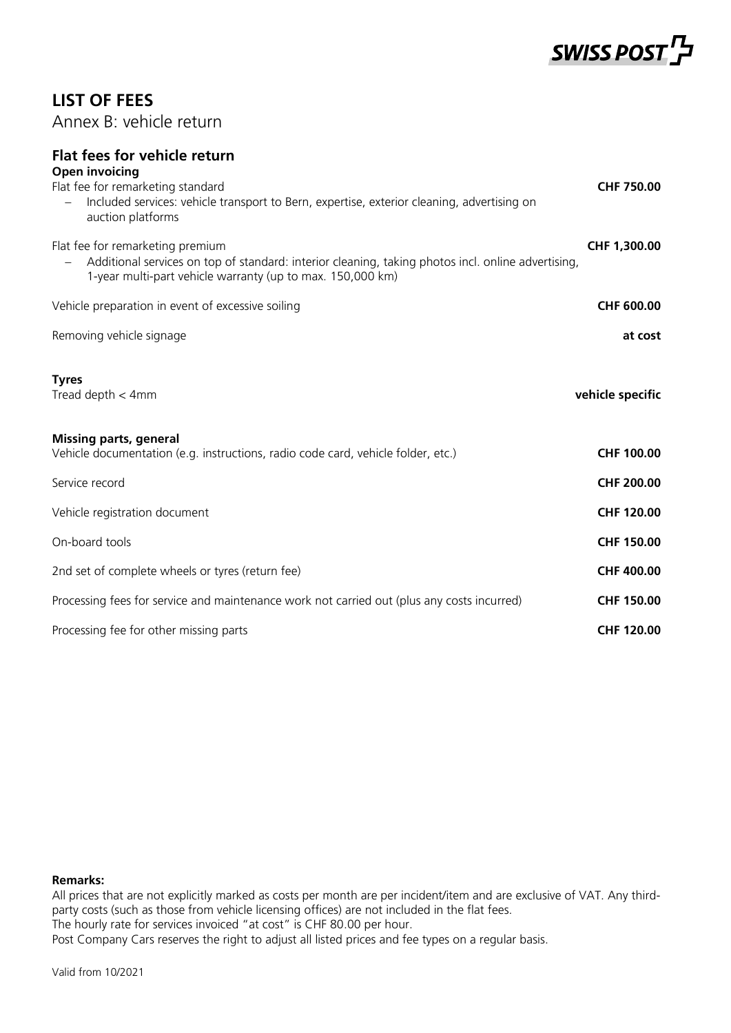# LIST OF FEES

Annex B: vehicle return

## Flat fees for vehicle return

**Open invoicing**

| | |
|---|---|
| Flat fee for remarketing standard<br>– Included services: vehicle transport to Bern, expertise, exterior cleaning, advertising on auction platforms | **CHF 750.00** |
| Flat fee for remarketing premium<br>– Additional services on top of standard: interior cleaning, taking photos incl. online advertising, 1-year multi-part vehicle warranty (up to max. 150,000 km) | **CHF 1,300.00** |
| Vehicle preparation in event of excessive soiling | **CHF 600.00** |
| Removing vehicle signage | **at cost** |

**Tyres**

| | |
|---|---|
| Tread depth < 4mm | **vehicle specific** |

**Missing parts, general**

| | |
|---|---|
| Vehicle documentation (e.g. instructions, radio code card, vehicle folder, etc.) | **CHF 100.00** |
| Service record | **CHF 200.00** |
| Vehicle registration document | **CHF 120.00** |
| On-board tools | **CHF 150.00** |
| 2nd set of complete wheels or tyres (return fee) | **CHF 400.00** |
| Processing fees for service and maintenance work not carried out (plus any costs incurred) | **CHF 150.00** |
| Processing fee for other missing parts | **CHF 120.00** |

**Remarks:**

All prices that are not explicitly marked as costs per month are per incident/item and are exclusive of VAT. Any third-party costs (such as those from vehicle licensing offices) are not included in the flat fees.
The hourly rate for services invoiced "at cost" is CHF 80.00 per hour.
Post Company Cars reserves the right to adjust all listed prices and fee types on a regular basis.

Valid from 10/2021